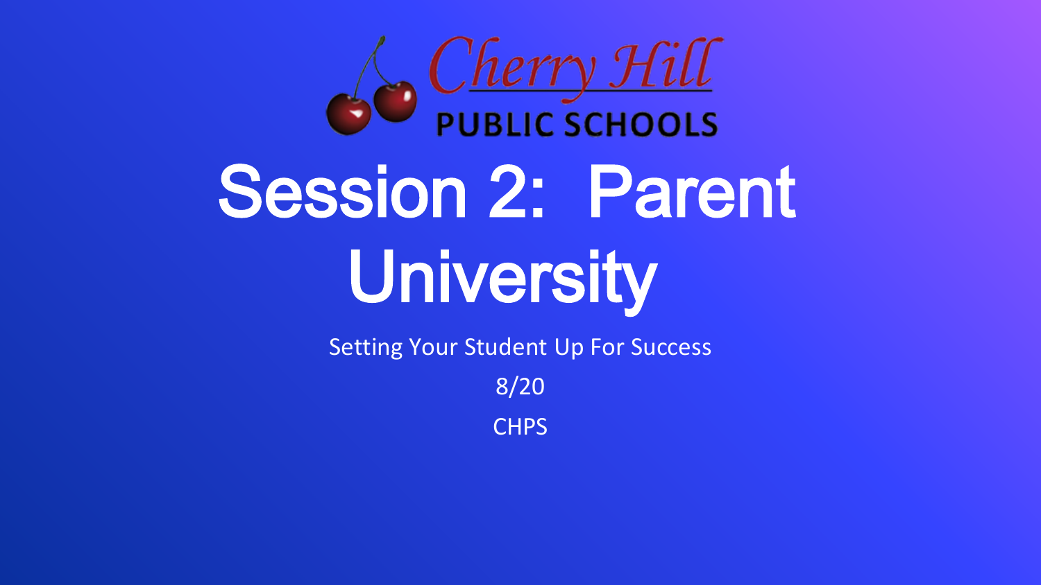Cherry Hill

PUBLIC SCHOOLS

# Session 2: Parent University

Setting Your Student Up For Success

8/20

CHPS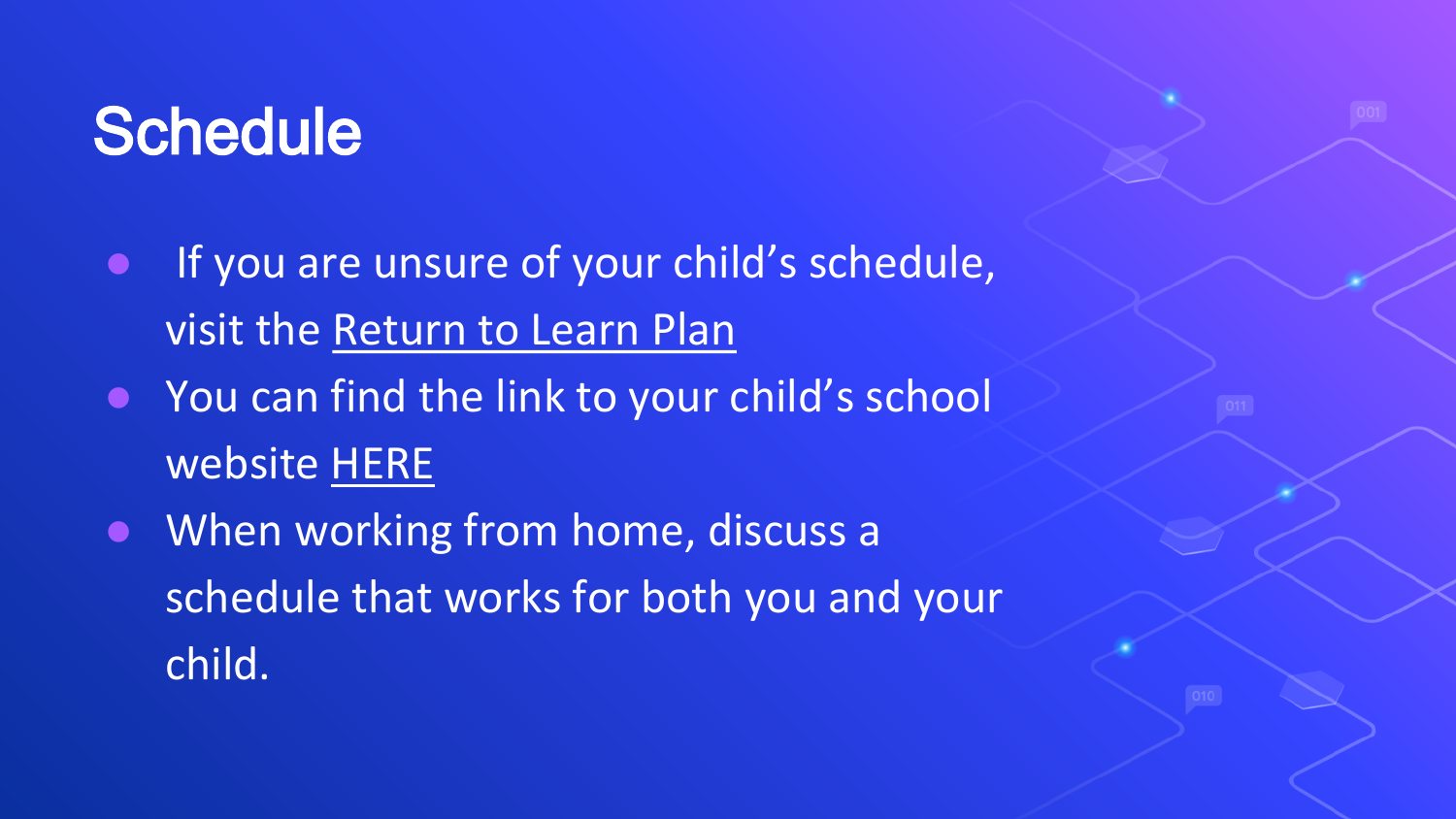# Schedule

- If you are unsure of your child's schedule, visit the Return to Learn Plan
- You can find the link to your child's school website HERE
- When working from home, discuss a schedule that works for both you and your child.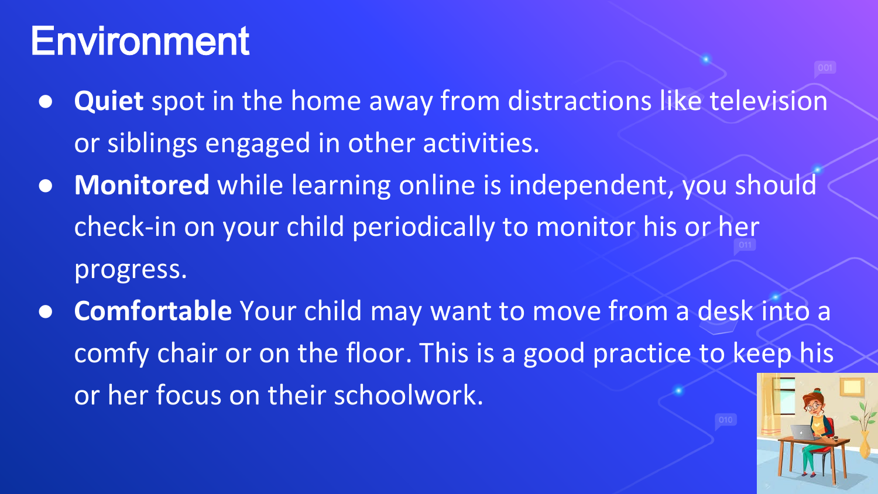# Environment

- **Quiet** spot in the home away from distractions like television or siblings engaged in other activities.
- **Monitored** while learning online is independent, you should check-in on your child periodically to monitor his or her progress.
- **Comfortable** Your child may want to move from a desk into a comfy chair or on the floor. This is a good practice to keep his or her focus on their schoolwork.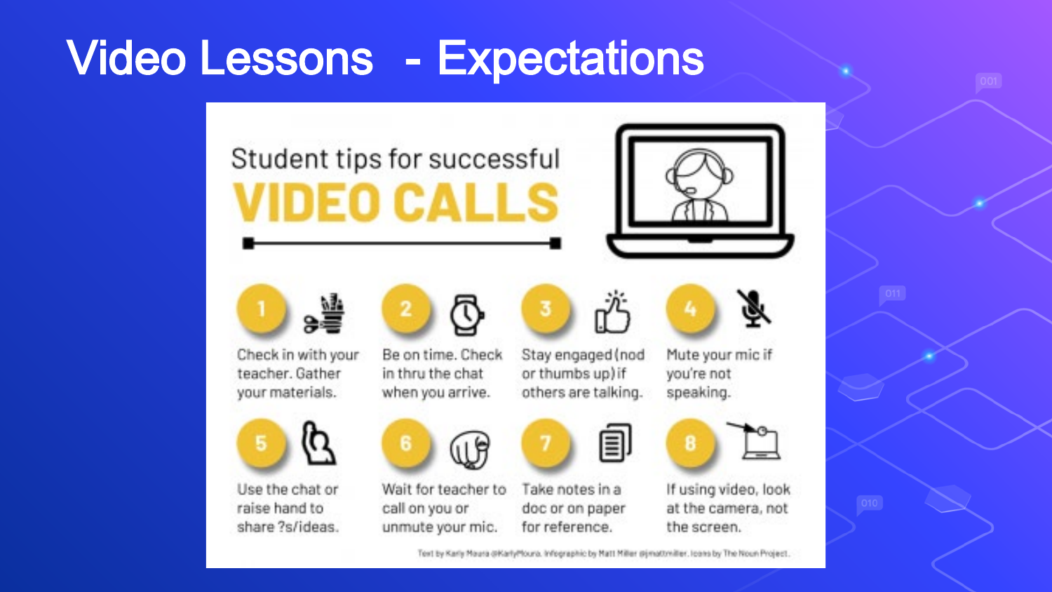# Video Lessons - Expectations

## Student tips for successful VIDEO CALLS

1. Check in with your teacher. Gather your materials.
2. Be on time. Check in thru the chat when you arrive.
3. Stay engaged (nod or thumbs up) if others are talking.
4. Mute your mic if you're not speaking.
5. Use the chat or raise hand to share ?s/ideas.
6. Wait for teacher to call on you or unmute your mic.
7. Take notes in a doc or on paper for reference.
8. If using video, look at the camera, not the screen.

Text by Karly Moura @KarlyMoura. Infographic by Matt Miller @jmattmiller. Icons by The Noun Project.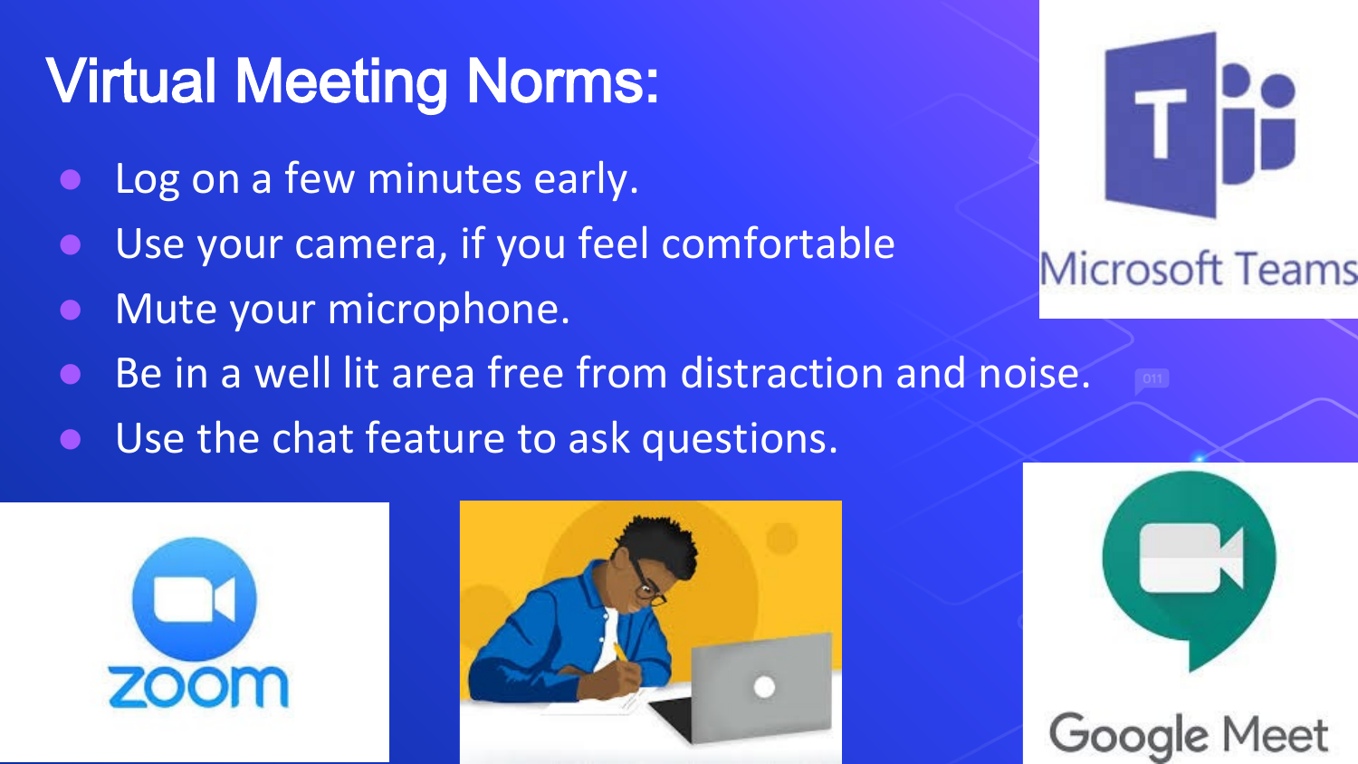# Virtual Meeting Norms:

- Log on a few minutes early.
- Use your camera, if you feel comfortable
- Mute your microphone.
- Be in a well lit area free from distraction and noise.
- Use the chat feature to ask questions.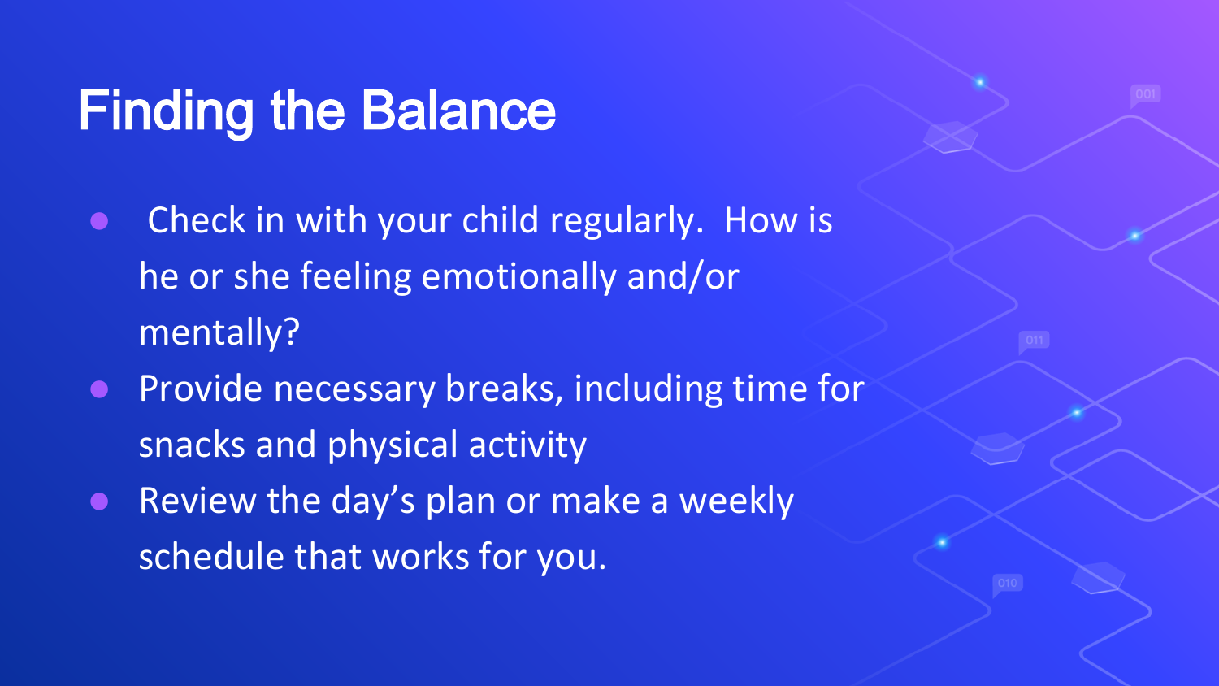# Finding the Balance

- Check in with your child regularly. How is he or she feeling emotionally and/or mentally?
- Provide necessary breaks, including time for snacks and physical activity
- Review the day's plan or make a weekly schedule that works for you.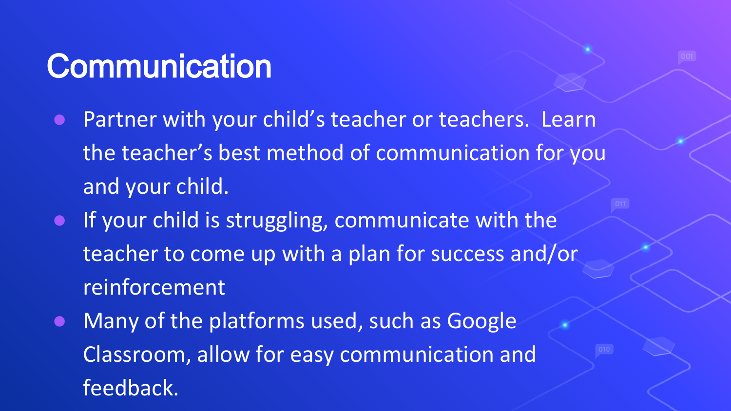# Communication

- Partner with your child's teacher or teachers.  Learn the teacher's best method of communication for you and your child.
- If your child is struggling, communicate with the teacher to come up with a plan for success and/or reinforcement
- Many of the platforms used, such as Google Classroom, allow for easy communication and feedback.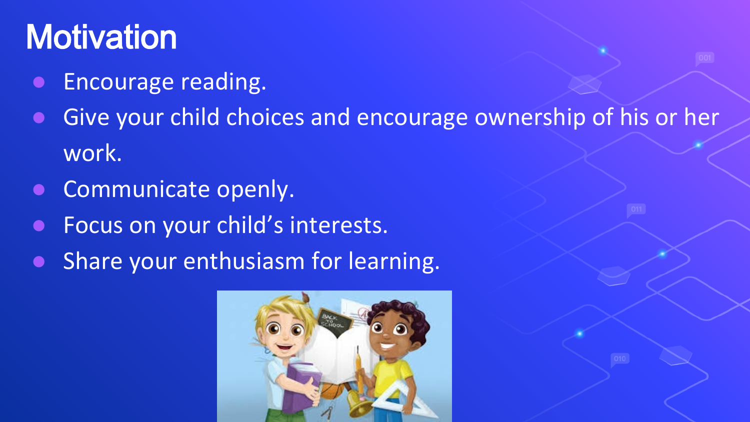# Motivation

- Encourage reading.
- Give your child choices and encourage ownership of his or her work.
- Communicate openly.
- Focus on your child's interests.
- Share your enthusiasm for learning.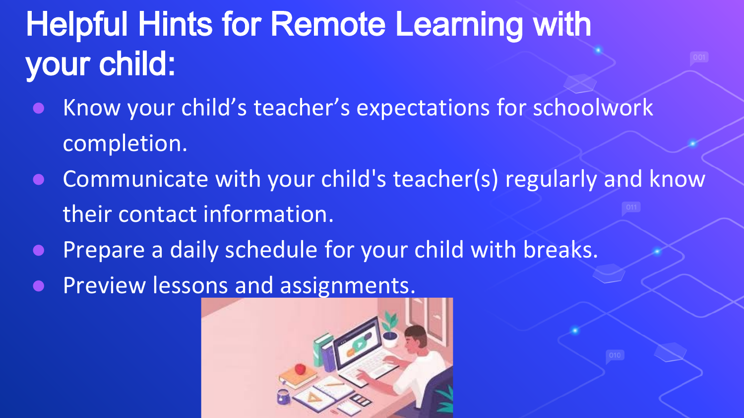# Helpful Hints for Remote Learning with your child:

- Know your child’s teacher’s expectations for schoolwork completion.
- Communicate with your child's teacher(s) regularly and know their contact information.
- Prepare a daily schedule for your child with breaks.
- Preview lessons and assignments.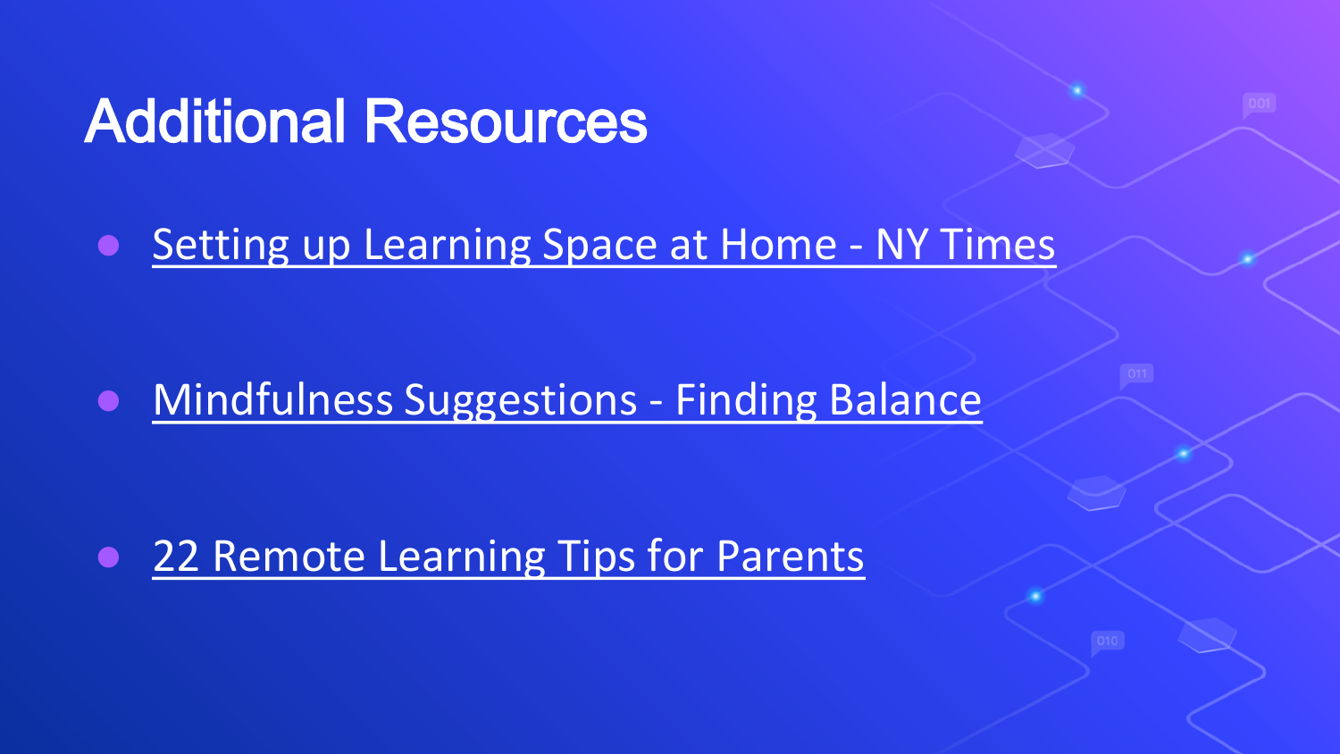# Additional Resources

- Setting up Learning Space at Home - NY Times
- Mindfulness Suggestions - Finding Balance
- 22 Remote Learning Tips for Parents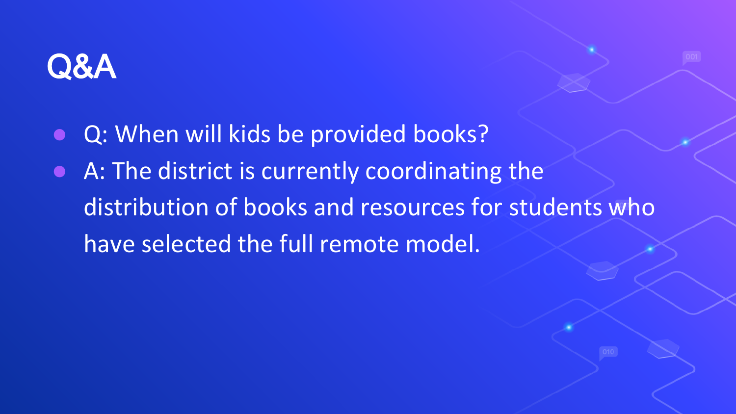# Q&A

- Q: When will kids be provided books?
- A: The district is currently coordinating the distribution of books and resources for students who have selected the full remote model.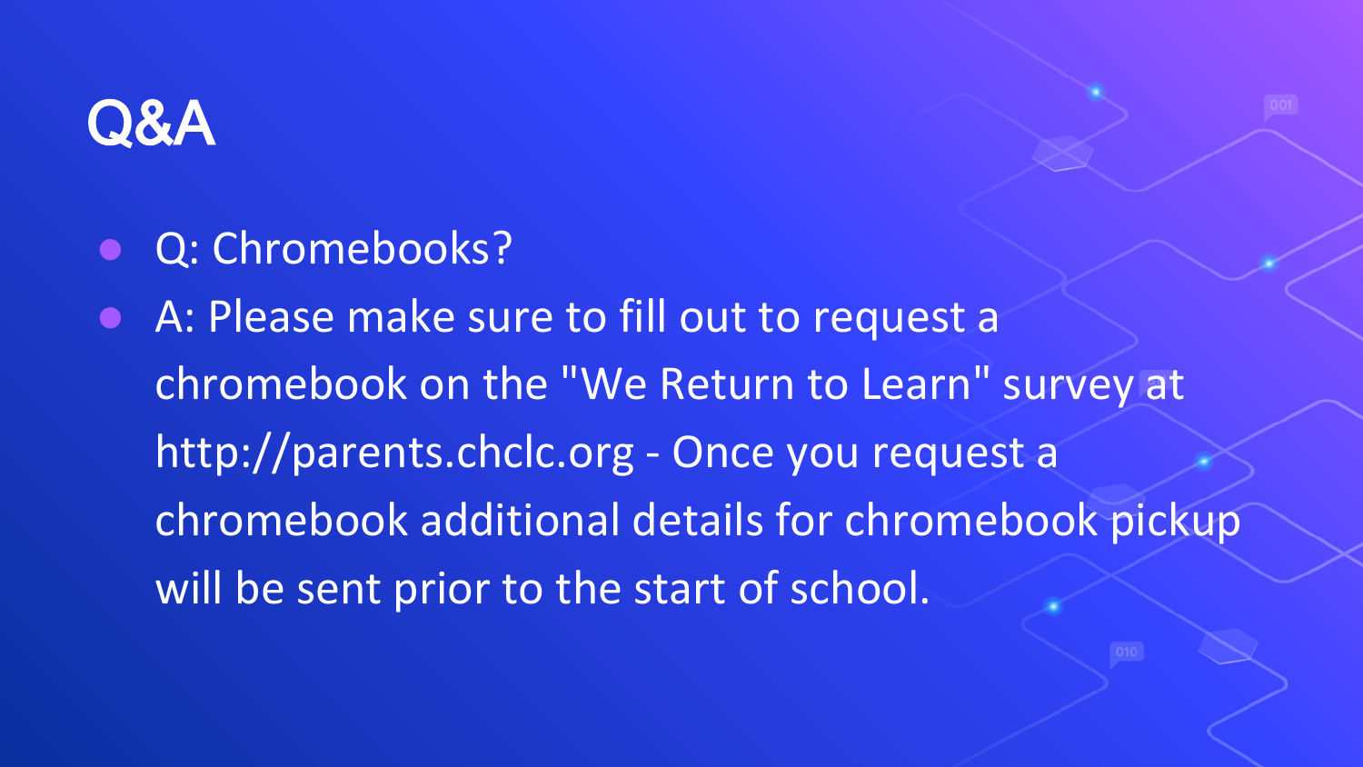# Q&A

- Q: Chromebooks?
- A: Please make sure to fill out to request a chromebook on the "We Return to Learn" survey at http://parents.chclc.org - Once you request a chromebook additional details for chromebook pickup will be sent prior to the start of school.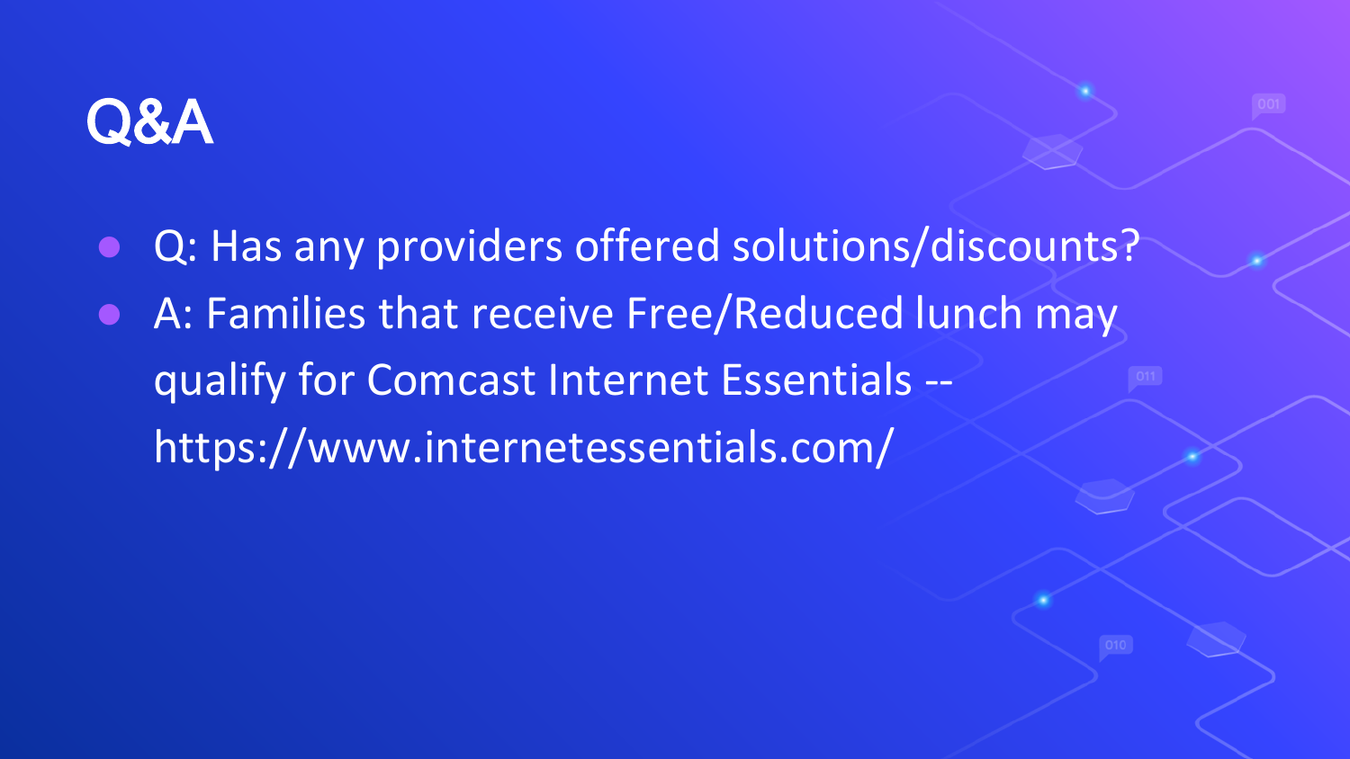# Q&A

- Q: Has any providers offered solutions/discounts?
- A: Families that receive Free/Reduced lunch may qualify for Comcast Internet Essentials -- https://www.internetessentials.com/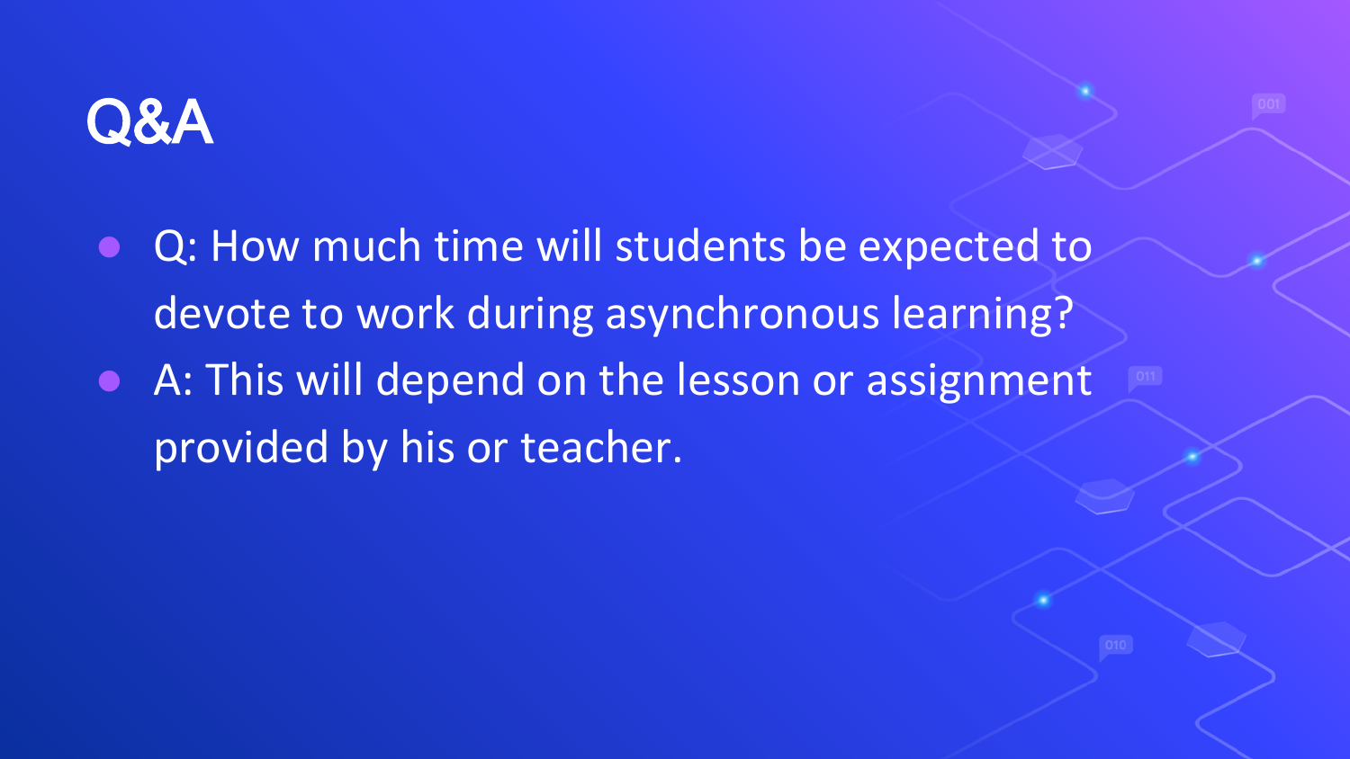# Q&A

- Q: How much time will students be expected to devote to work during asynchronous learning?
- A: This will depend on the lesson or assignment provided by his or teacher.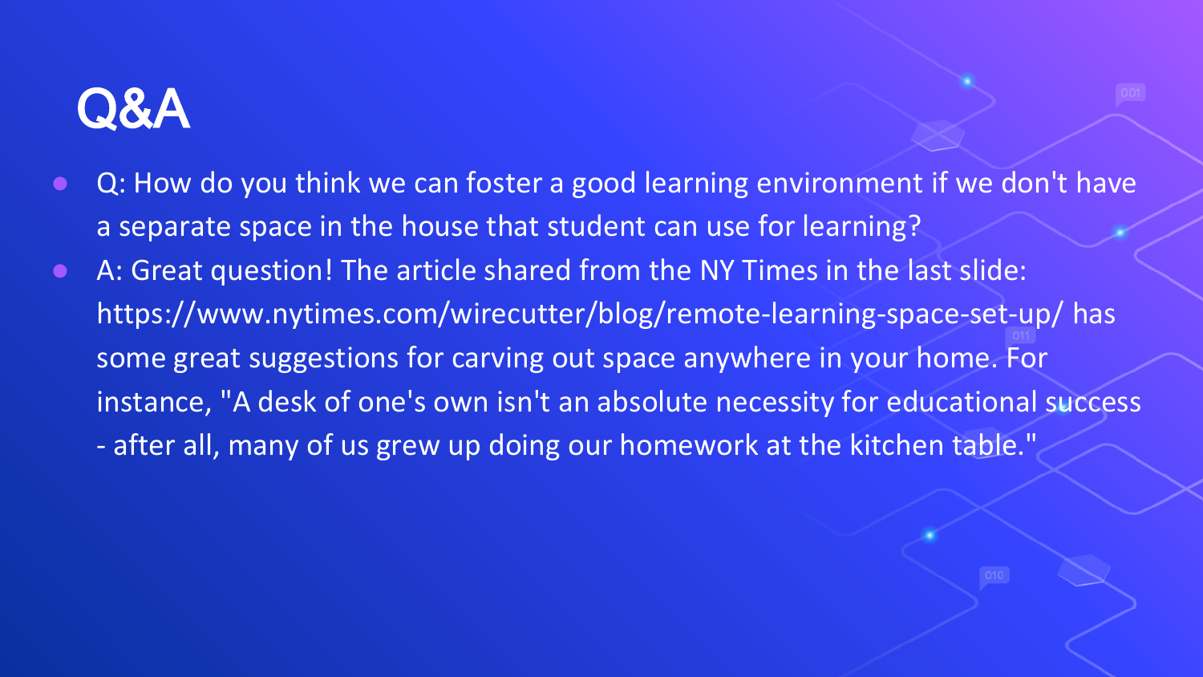# Q&A

- Q: How do you think we can foster a good learning environment if we don't have a separate space in the house that student can use for learning?
- A: Great question! The article shared from the NY Times in the last slide: https://www.nytimes.com/wirecutter/blog/remote-learning-space-set-up/ has some great suggestions for carving out space anywhere in your home. For instance, "A desk of one's own isn't an absolute necessity for educational success - after all, many of us grew up doing our homework at the kitchen table."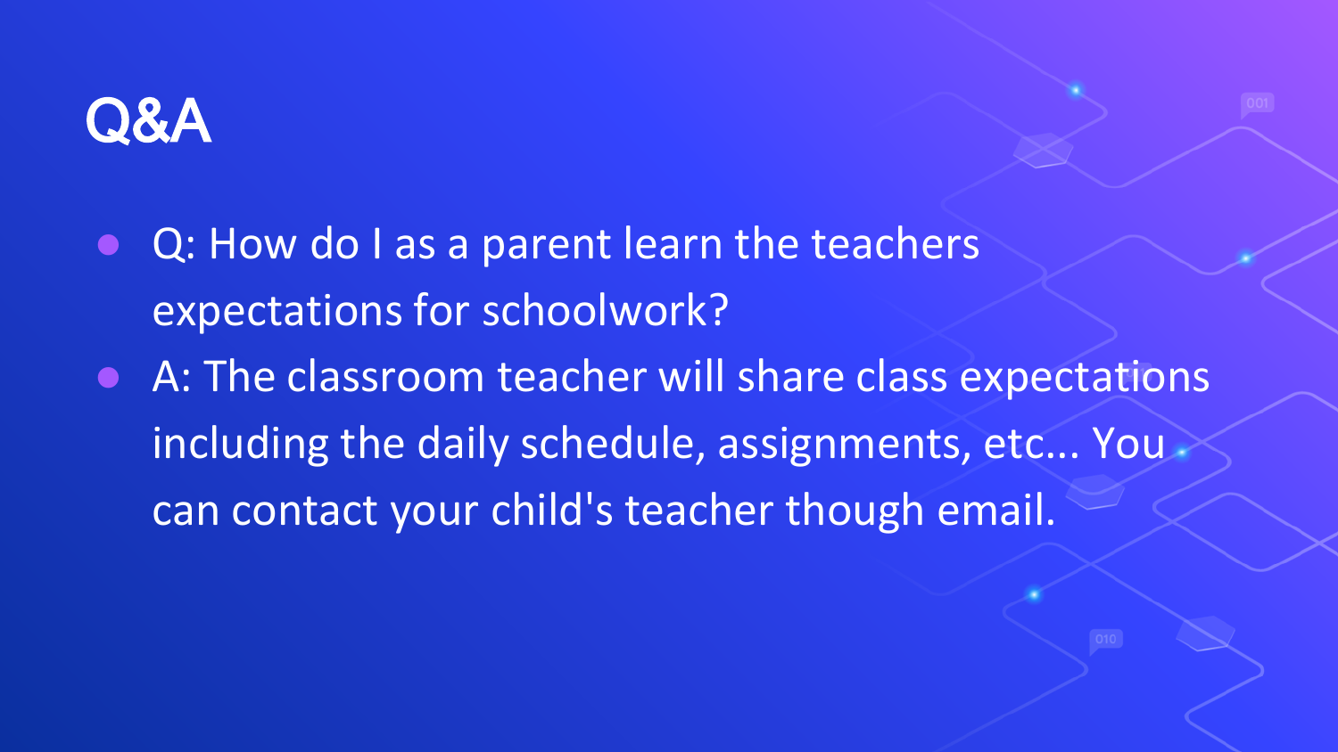# Q&A

- Q: How do I as a parent learn the teachers expectations for schoolwork?
- A: The classroom teacher will share class expectations including the daily schedule, assignments, etc... You can contact your child's teacher though email.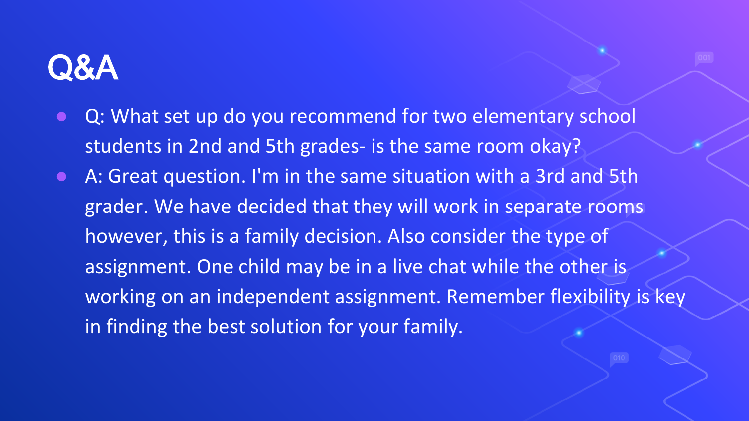# Q&A

- Q: What set up do you recommend for two elementary school students in 2nd and 5th grades- is the same room okay?
- A: Great question. I'm in the same situation with a 3rd and 5th grader. We have decided that they will work in separate rooms however, this is a family decision. Also consider the type of assignment. One child may be in a live chat while the other is working on an independent assignment. Remember flexibility is key in finding the best solution for your family.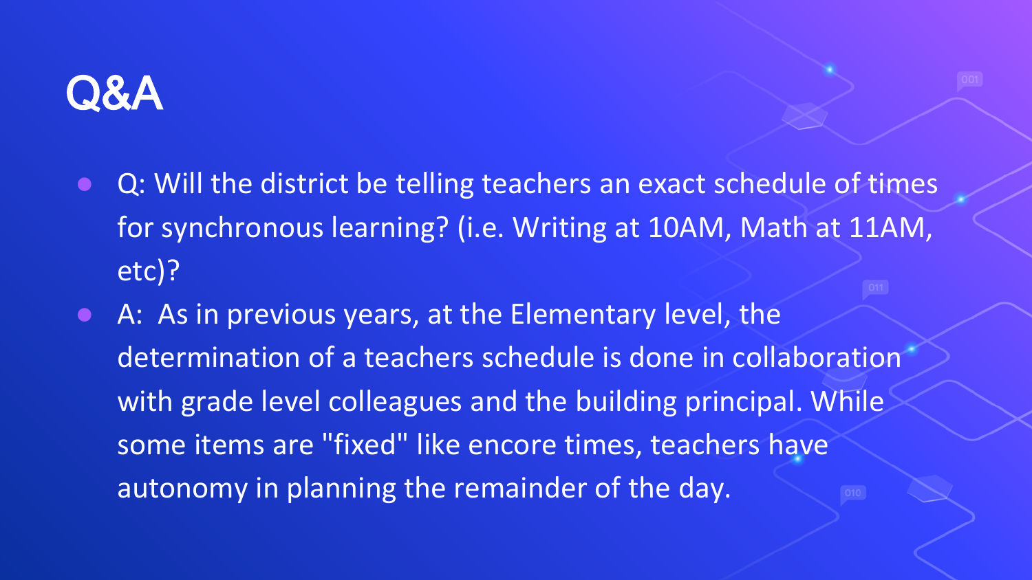# Q&A

- Q: Will the district be telling teachers an exact schedule of times for synchronous learning? (i.e. Writing at 10AM, Math at 11AM, etc)?
- A: As in previous years, at the Elementary level, the determination of a teachers schedule is done in collaboration with grade level colleagues and the building principal. While some items are "fixed" like encore times, teachers have autonomy in planning the remainder of the day.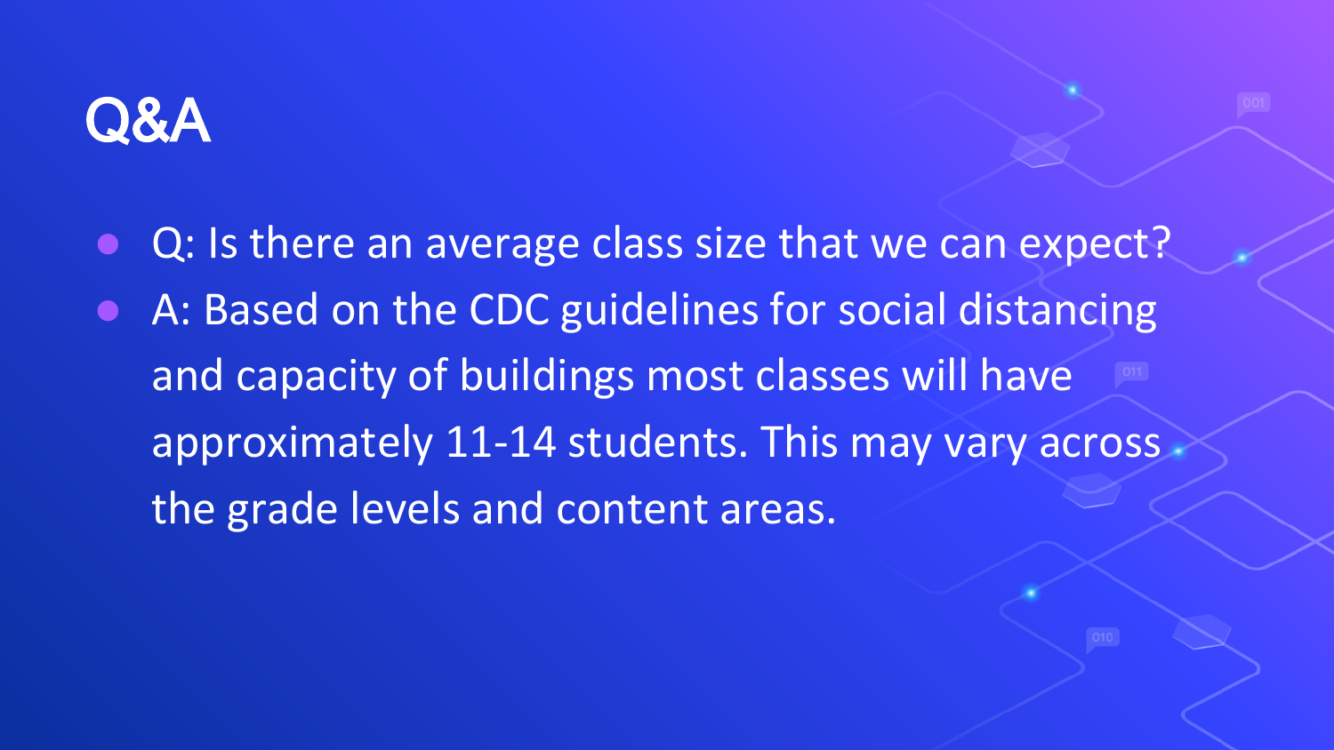# Q&A

- Q: Is there an average class size that we can expect?
- A: Based on the CDC guidelines for social distancing and capacity of buildings most classes will have approximately 11-14 students. This may vary across the grade levels and content areas.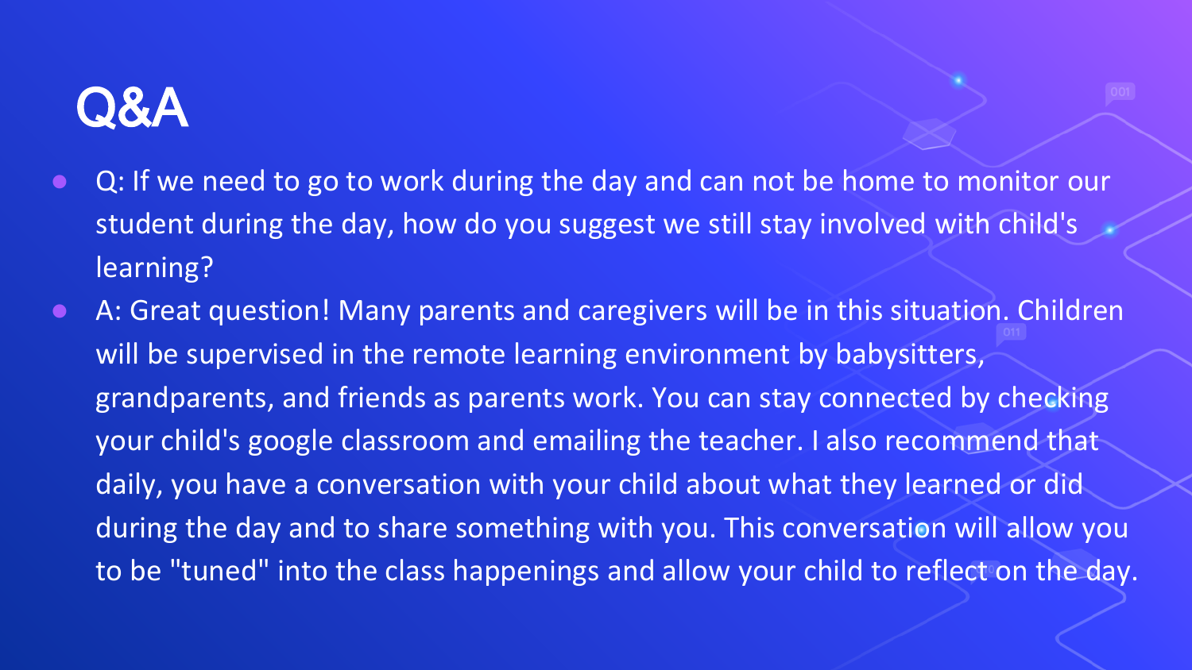# Q&A

- Q: If we need to go to work during the day and can not be home to monitor our student during the day, how do you suggest we still stay involved with child's learning?
- A: Great question! Many parents and caregivers will be in this situation. Children will be supervised in the remote learning environment by babysitters, grandparents, and friends as parents work. You can stay connected by checking your child's google classroom and emailing the teacher. I also recommend that daily, you have a conversation with your child about what they learned or did during the day and to share something with you. This conversation will allow you to be "tuned" into the class happenings and allow your child to reflect on the day.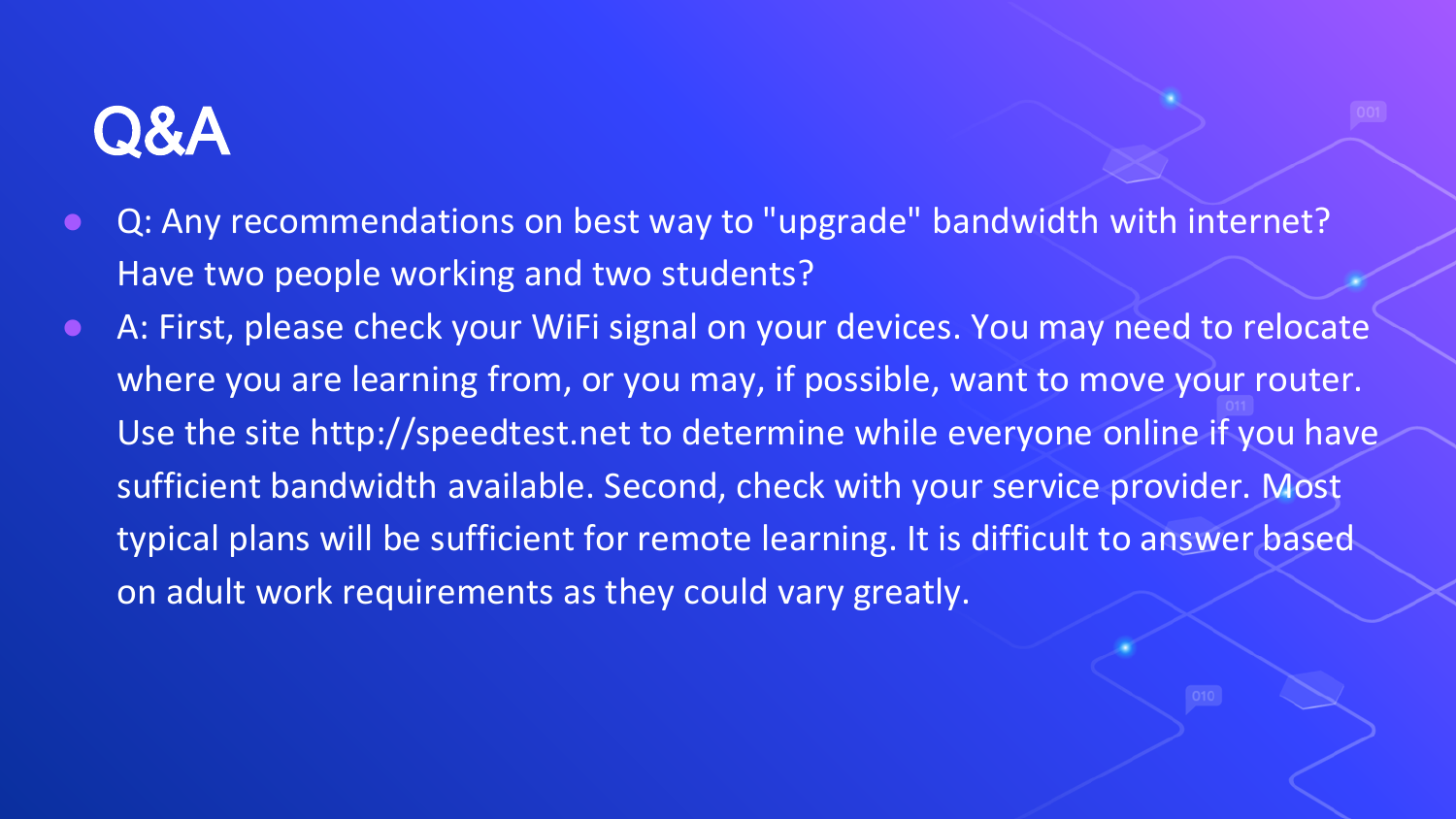# Q&A

- Q: Any recommendations on best way to "upgrade" bandwidth with internet? Have two people working and two students?
- A: First, please check your WiFi signal on your devices. You may need to relocate where you are learning from, or you may, if possible, want to move your router. Use the site http://speedtest.net to determine while everyone online if you have sufficient bandwidth available. Second, check with your service provider. Most typical plans will be sufficient for remote learning. It is difficult to answer based on adult work requirements as they could vary greatly.